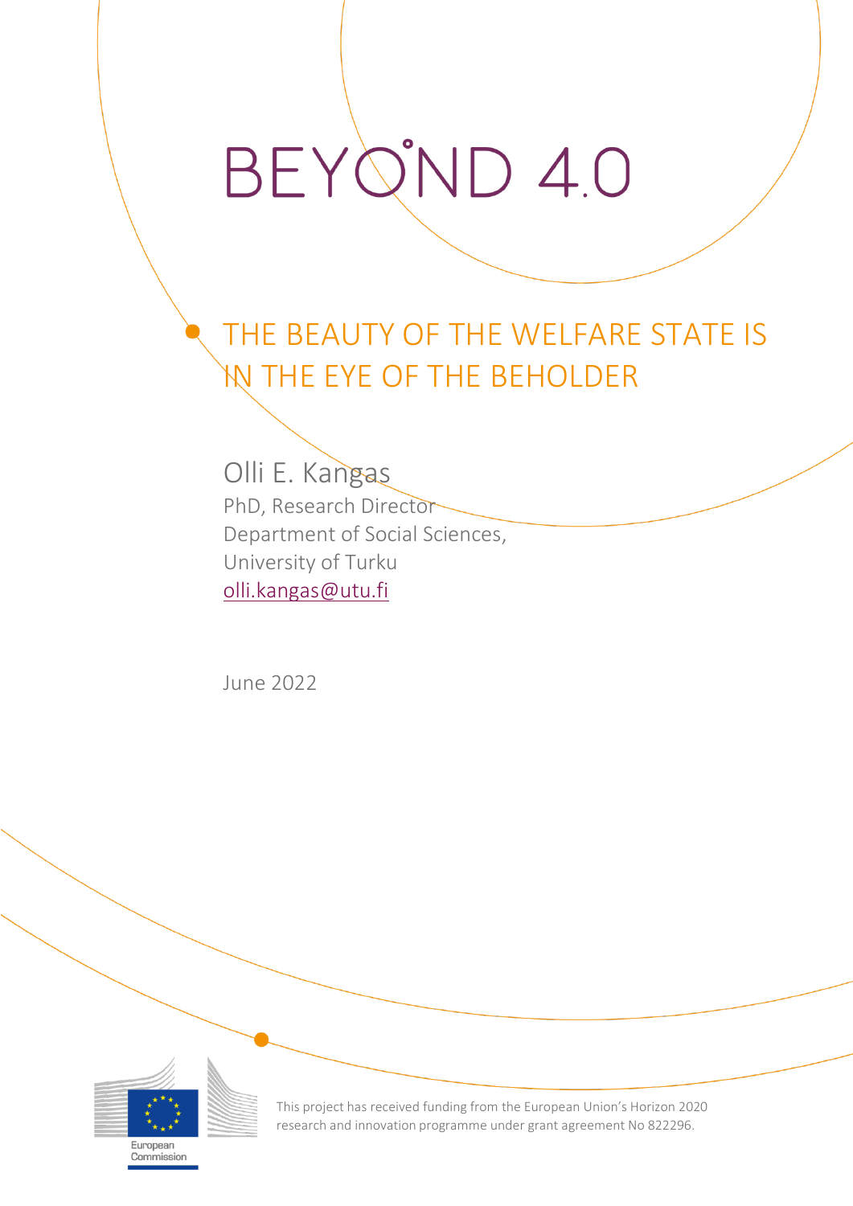BEYOND 4.0

# THE BEAUTY OF THE WELFARE STATE IS IN THE EYE OF THE BEHOLDER

Olli E. Kangas

PhD, Research Director

Department of Social Sciences,

University of Turku

olli.kangas@utu.fi

June 2022

European Commission

This project has received funding from the European Union's Horizon 2020 research and innovation programme under grant agreement No 822296.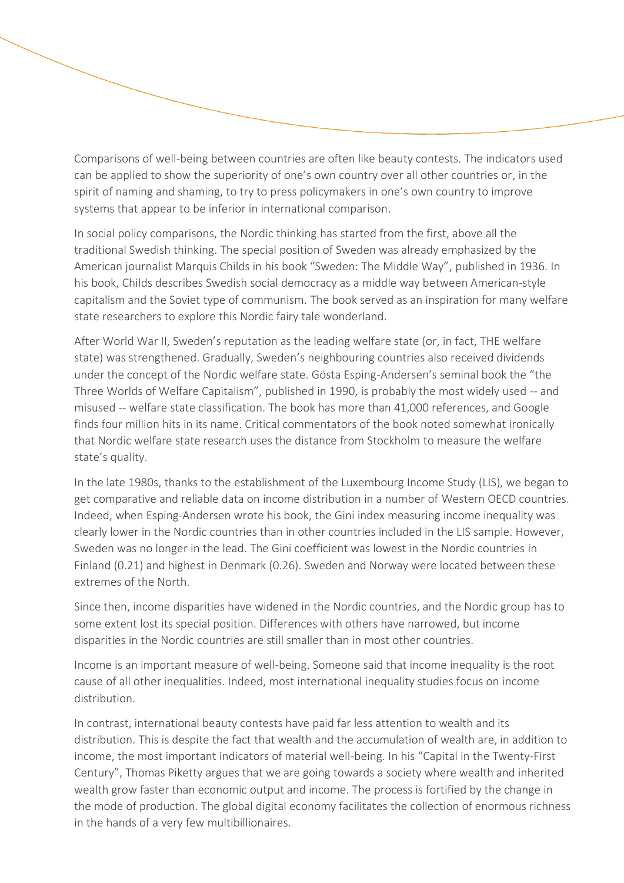Comparisons of well-being between countries are often like beauty contests. The indicators used can be applied to show the superiority of one's own country over all other countries or, in the spirit of naming and shaming, to try to press policymakers in one's own country to improve systems that appear to be inferior in international comparison.

In social policy comparisons, the Nordic thinking has started from the first, above all the traditional Swedish thinking. The special position of Sweden was already emphasized by the American journalist Marquis Childs in his book "Sweden: The Middle Way", published in 1936. In his book, Childs describes Swedish social democracy as a middle way between American-style capitalism and the Soviet type of communism. The book served as an inspiration for many welfare state researchers to explore this Nordic fairy tale wonderland.

After World War II, Sweden's reputation as the leading welfare state (or, in fact, THE welfare state) was strengthened. Gradually, Sweden's neighbouring countries also received dividends under the concept of the Nordic welfare state. Gösta Esping-Andersen's seminal book the "the Three Worlds of Welfare Capitalism", published in 1990, is probably the most widely used -- and misused -- welfare state classification. The book has more than 41,000 references, and Google finds four million hits in its name. Critical commentators of the book noted somewhat ironically that Nordic welfare state research uses the distance from Stockholm to measure the welfare state's quality.

In the late 1980s, thanks to the establishment of the Luxembourg Income Study (LIS), we began to get comparative and reliable data on income distribution in a number of Western OECD countries. Indeed, when Esping-Andersen wrote his book, the Gini index measuring income inequality was clearly lower in the Nordic countries than in other countries included in the LIS sample. However, Sweden was no longer in the lead. The Gini coefficient was lowest in the Nordic countries in Finland (0.21) and highest in Denmark (0.26). Sweden and Norway were located between these extremes of the North.

Since then, income disparities have widened in the Nordic countries, and the Nordic group has to some extent lost its special position. Differences with others have narrowed, but income disparities in the Nordic countries are still smaller than in most other countries.

Income is an important measure of well-being. Someone said that income inequality is the root cause of all other inequalities. Indeed, most international inequality studies focus on income distribution.

In contrast, international beauty contests have paid far less attention to wealth and its distribution. This is despite the fact that wealth and the accumulation of wealth are, in addition to income, the most important indicators of material well-being. In his "Capital in the Twenty-First Century", Thomas Piketty argues that we are going towards a society where wealth and inherited wealth grow faster than economic output and income. The process is fortified by the change in the mode of production. The global digital economy facilitates the collection of enormous richness in the hands of a very few multibillionaires.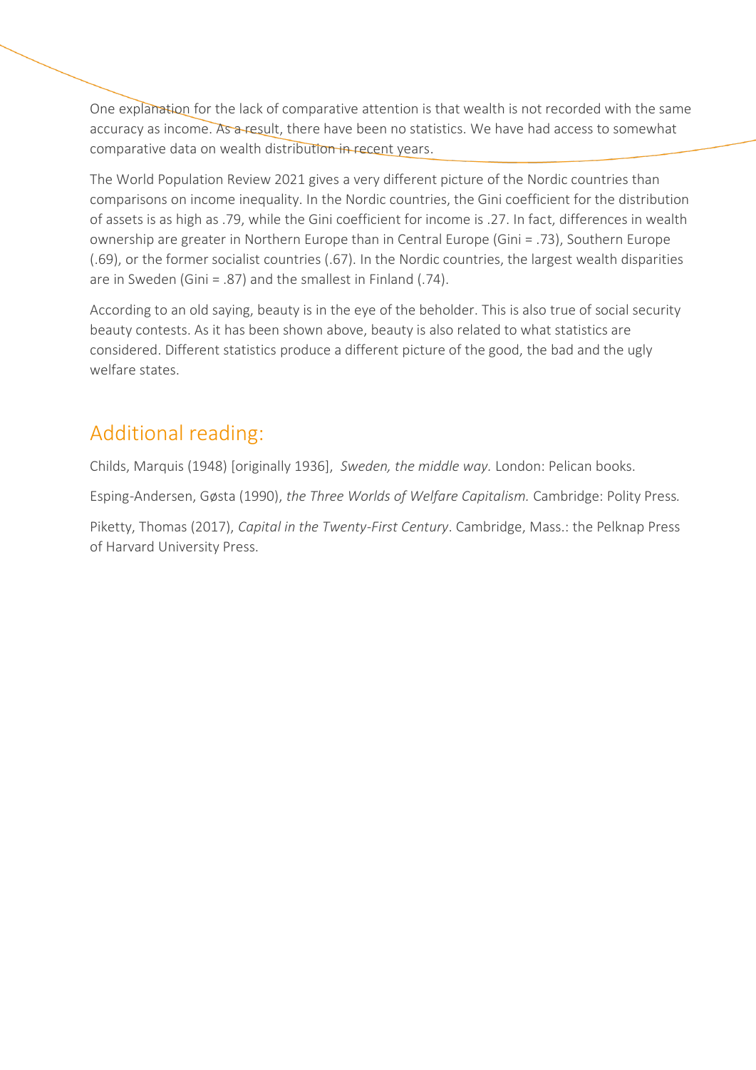One explanation for the lack of comparative attention is that wealth is not recorded with the same accuracy as income. As a result, there have been no statistics. We have had access to somewhat comparative data on wealth distribution in recent years.

The World Population Review 2021 gives a very different picture of the Nordic countries than comparisons on income inequality. In the Nordic countries, the Gini coefficient for the distribution of assets is as high as .79, while the Gini coefficient for income is .27. In fact, differences in wealth ownership are greater in Northern Europe than in Central Europe (Gini = .73), Southern Europe (.69), or the former socialist countries (.67). In the Nordic countries, the largest wealth disparities are in Sweden (Gini = .87) and the smallest in Finland (.74).

According to an old saying, beauty is in the eye of the beholder. This is also true of social security beauty contests. As it has been shown above, beauty is also related to what statistics are considered. Different statistics produce a different picture of the good, the bad and the ugly welfare states.

## Additional reading:

Childs, Marquis (1948) [originally 1936], *Sweden, the middle way.* London: Pelican books.

Esping-Andersen, Gøsta (1990), *the Three Worlds of Welfare Capitalism.* Cambridge: Polity Press.

Piketty, Thomas (2017), *Capital in the Twenty-First Century*. Cambridge, Mass.: the Pelknap Press of Harvard University Press.